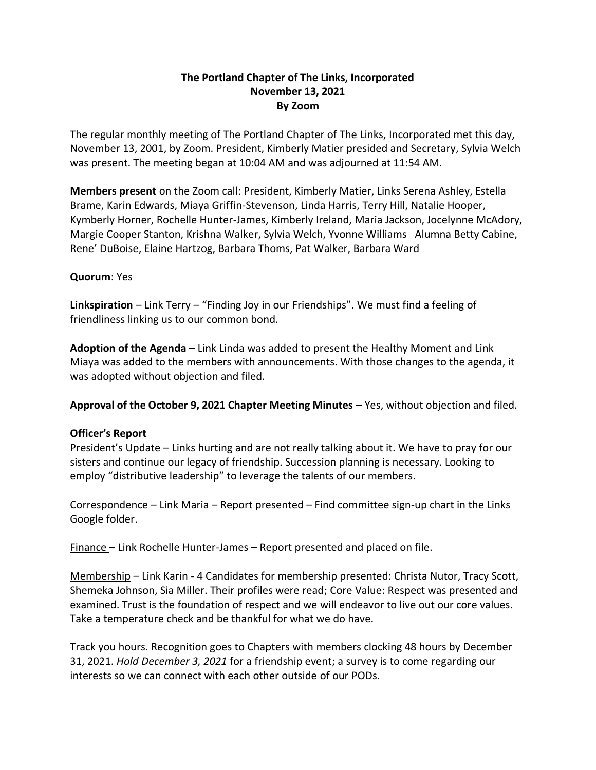**The Portland Chapter of The Links, Incorporated**
**November 13, 2021**
**By Zoom**

The regular monthly meeting of The Portland Chapter of The Links, Incorporated met this day, November 13, 2001, by Zoom. President, Kimberly Matier presided and Secretary, Sylvia Welch was present. The meeting began at 10:04 AM and was adjourned at 11:54 AM.

**Members present** on the Zoom call: President, Kimberly Matier, Links Serena Ashley, Estella Brame, Karin Edwards, Miaya Griffin-Stevenson, Linda Harris, Terry Hill, Natalie Hooper, Kymberly Horner, Rochelle Hunter-James, Kimberly Ireland, Maria Jackson, Jocelynne McAdory, Margie Cooper Stanton, Krishna Walker, Sylvia Welch, Yvonne Williams Alumna Betty Cabine, Rene' DuBoise, Elaine Hartzog, Barbara Thoms, Pat Walker, Barbara Ward

**Quorum**: Yes

**Linkspiration** – Link Terry – "Finding Joy in our Friendships". We must find a feeling of friendliness linking us to our common bond.

**Adoption of the Agenda** – Link Linda was added to present the Healthy Moment and Link Miaya was added to the members with announcements. With those changes to the agenda, it was adopted without objection and filed.

**Approval of the October 9, 2021 Chapter Meeting Minutes** – Yes, without objection and filed.

**Officer's Report**

President's Update – Links hurting and are not really talking about it. We have to pray for our sisters and continue our legacy of friendship. Succession planning is necessary. Looking to employ "distributive leadership" to leverage the talents of our members.

Correspondence – Link Maria – Report presented – Find committee sign-up chart in the Links Google folder.

Finance – Link Rochelle Hunter-James – Report presented and placed on file.

Membership – Link Karin - 4 Candidates for membership presented: Christa Nutor, Tracy Scott, Shemeka Johnson, Sia Miller. Their profiles were read; Core Value: Respect was presented and examined. Trust is the foundation of respect and we will endeavor to live out our core values. Take a temperature check and be thankful for what we do have.

Track you hours. Recognition goes to Chapters with members clocking 48 hours by December 31, 2021. *Hold December 3, 2021* for a friendship event; a survey is to come regarding our interests so we can connect with each other outside of our PODs.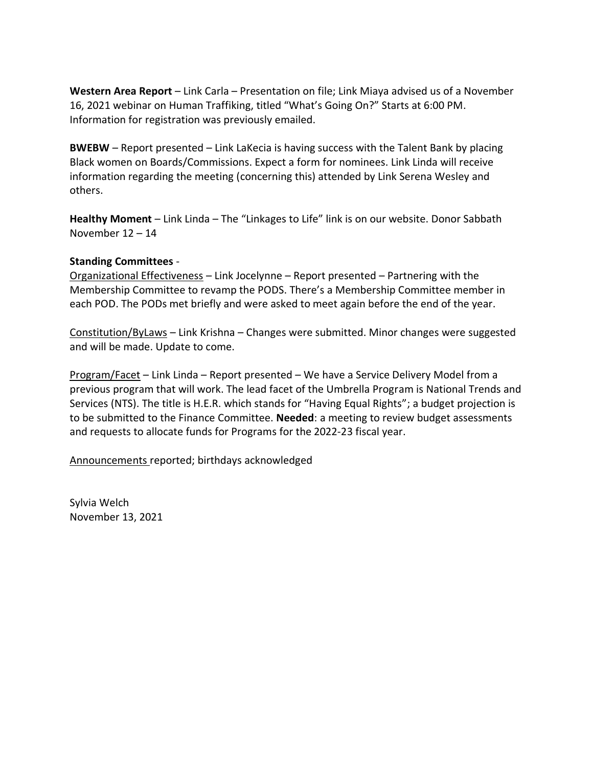**Western Area Report** – Link Carla – Presentation on file; Link Miaya advised us of a November 16, 2021 webinar on Human Traffiking, titled "What's Going On?" Starts at 6:00 PM. Information for registration was previously emailed.

**BWEBW** – Report presented – Link LaKecia is having success with the Talent Bank by placing Black women on Boards/Commissions. Expect a form for nominees. Link Linda will receive information regarding the meeting (concerning this) attended by Link Serena Wesley and others.

**Healthy Moment** – Link Linda – The "Linkages to Life" link is on our website. Donor Sabbath November 12 – 14

**Standing Committees** -

Organizational Effectiveness – Link Jocelynne – Report presented – Partnering with the Membership Committee to revamp the PODS. There's a Membership Committee member in each POD. The PODs met briefly and were asked to meet again before the end of the year.

Constitution/ByLaws – Link Krishna – Changes were submitted. Minor changes were suggested and will be made. Update to come.

Program/Facet – Link Linda – Report presented – We have a Service Delivery Model from a previous program that will work. The lead facet of the Umbrella Program is National Trends and Services (NTS). The title is H.E.R. which stands for "Having Equal Rights"; a budget projection is to be submitted to the Finance Committee. **Needed**: a meeting to review budget assessments and requests to allocate funds for Programs for the 2022-23 fiscal year.

Announcements reported; birthdays acknowledged

Sylvia Welch
November 13, 2021